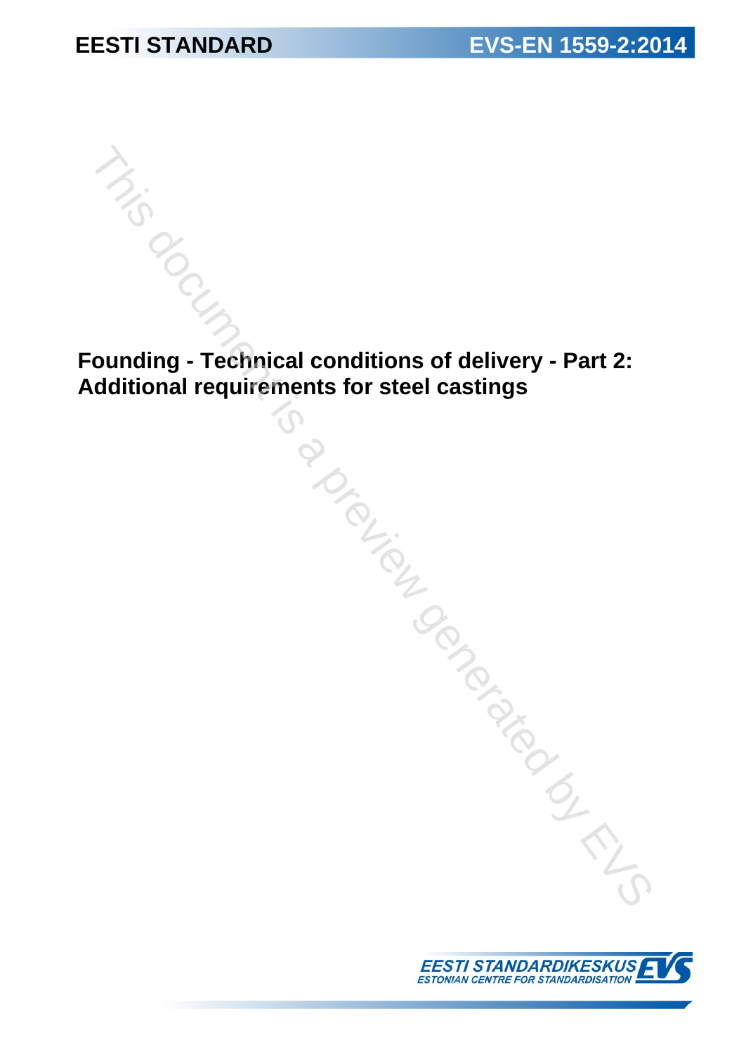**EESTI STANDARD** **EVS-EN 1559-2:2014**

# Founding - Technical conditions of delivery - Part 2: Additional requirements for steel castings

EESTI STANDARDIKESKUS
ESTONIAN CENTRE FOR STANDARDISATION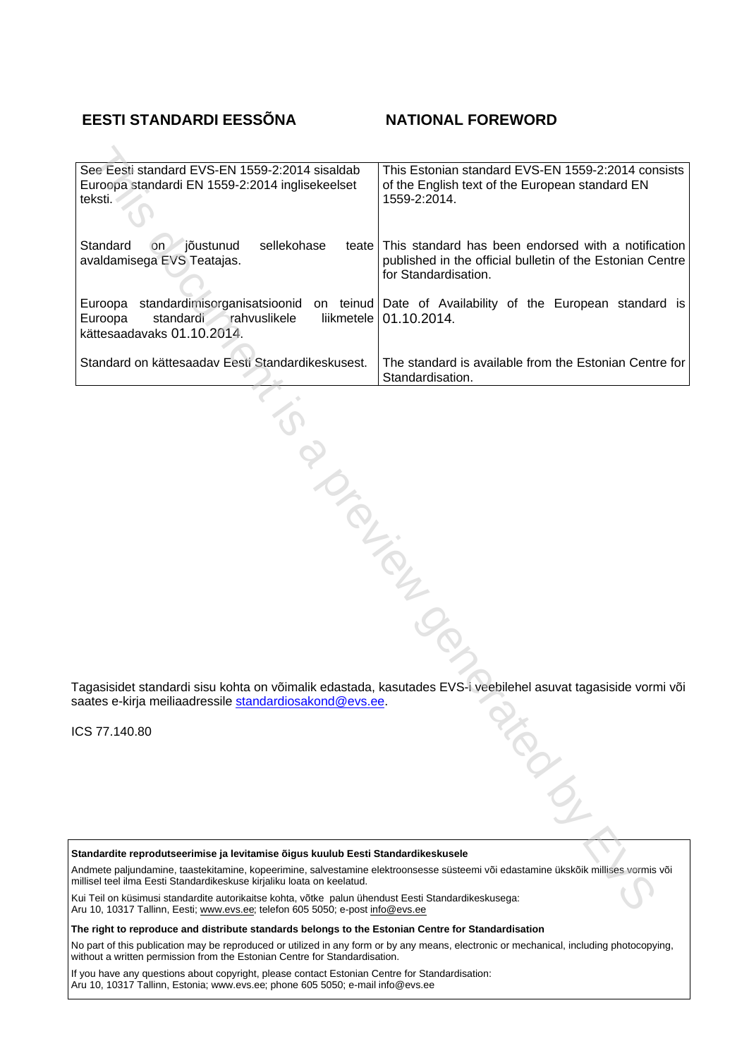| EESTI STANDARDI EESSÕNA | NATIONAL FOREWORD |
|---|---|
| See Eesti standard EVS-EN 1559-2:2014 sisaldab Euroopa standardi EN 1559-2:2014 inglisekeelset teksti. | This Estonian standard EVS-EN 1559-2:2014 consists of the English text of the European standard EN 1559-2:2014. |
| Standard on jõustunud sellekohase teate avaldamisega EVS Teatajas. | This standard has been endorsed with a notification published in the official bulletin of the Estonian Centre for Standardisation. |
| Euroopa standardimisorganisatsioonid on teinud Euroopa standardi rahvuslikele liikmetele kättesaadavaks 01.10.2014. | Date of Availability of the European standard is 01.10.2014. |
| Standard on kättesaadav Eesti Standardikeskusest. | The standard is available from the Estonian Centre for Standardisation. |

Tagasisidet standardi sisu kohta on võimalik edastada, kasutades EVS-i veebilehel asuvat tagasiside vormi või saates e-kirja meiliaadressile standardiosakond@evs.ee.

ICS 77.140.80

**Standardite reprodutseerimise ja levitamise õigus kuulub Eesti Standardikeskusele**

Andmete paljundamine, taastekitamine, kopeerimine, salvestamine elektroonsesse süsteemi või edastamine ükskõik millises vormis või millisel teel ilma Eesti Standardikeskuse kirjaliku loata on keelatud.

Kui Teil on küsimusi standardite autorikaitse kohta, võtke palun ühendust Eesti Standardikeskusega:
Aru 10, 10317 Tallinn, Eesti; www.evs.ee; telefon 605 5050; e-post info@evs.ee

**The right to reproduce and distribute standards belongs to the Estonian Centre for Standardisation**

No part of this publication may be reproduced or utilized in any form or by any means, electronic or mechanical, including photocopying, without a written permission from the Estonian Centre for Standardisation.

If you have any questions about copyright, please contact Estonian Centre for Standardisation:
Aru 10, 10317 Tallinn, Estonia; www.evs.ee; phone 605 5050; e-mail info@evs.ee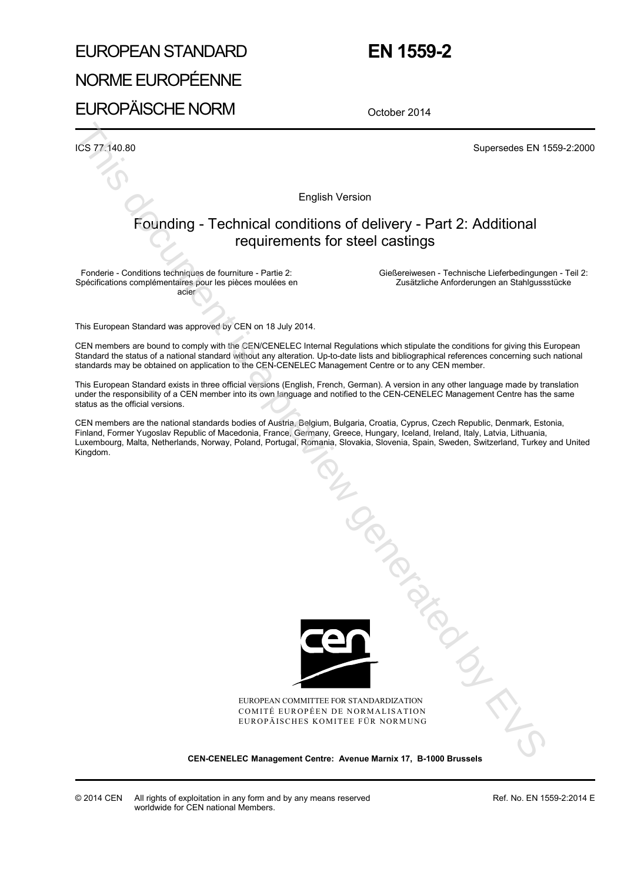# EUROPEAN STANDARD
# NORME EUROPÉENNE
# EUROPÄISCHE NORM

# EN 1559-2

October 2014

ICS 77.140.80

Supersedes EN 1559-2:2000

English Version

## Founding - Technical conditions of delivery - Part 2: Additional requirements for steel castings

Fonderie - Conditions techniques de fourniture - Partie 2: Spécifications complémentaires pour les pièces moulées en acier

Gießereiwesen - Technische Lieferbedingungen - Teil 2: Zusätzliche Anforderungen an Stahlgussstücke

This European Standard was approved by CEN on 18 July 2014.

CEN members are bound to comply with the CEN/CENELEC Internal Regulations which stipulate the conditions for giving this European Standard the status of a national standard without any alteration. Up-to-date lists and bibliographical references concerning such national standards may be obtained on application to the CEN-CENELEC Management Centre or to any CEN member.

This European Standard exists in three official versions (English, French, German). A version in any other language made by translation under the responsibility of a CEN member into its own language and notified to the CEN-CENELEC Management Centre has the same status as the official versions.

CEN members are the national standards bodies of Austria, Belgium, Bulgaria, Croatia, Cyprus, Czech Republic, Denmark, Estonia, Finland, Former Yugoslav Republic of Macedonia, France, Germany, Greece, Hungary, Iceland, Ireland, Italy, Latvia, Lithuania, Luxembourg, Malta, Netherlands, Norway, Poland, Portugal, Romania, Slovakia, Slovenia, Spain, Sweden, Switzerland, Turkey and United Kingdom.

EUROPEAN COMMITTEE FOR STANDARDIZATION
COMITÉ EUROPÉEN DE NORMALISATION
EUROPÄISCHES KOMITEE FÜR NORMUNG

**CEN-CENELEC Management Centre: Avenue Marnix 17, B-1000 Brussels**

© 2014 CEN All rights of exploitation in any form and by any means reserved worldwide for CEN national Members.

Ref. No. EN 1559-2:2014 E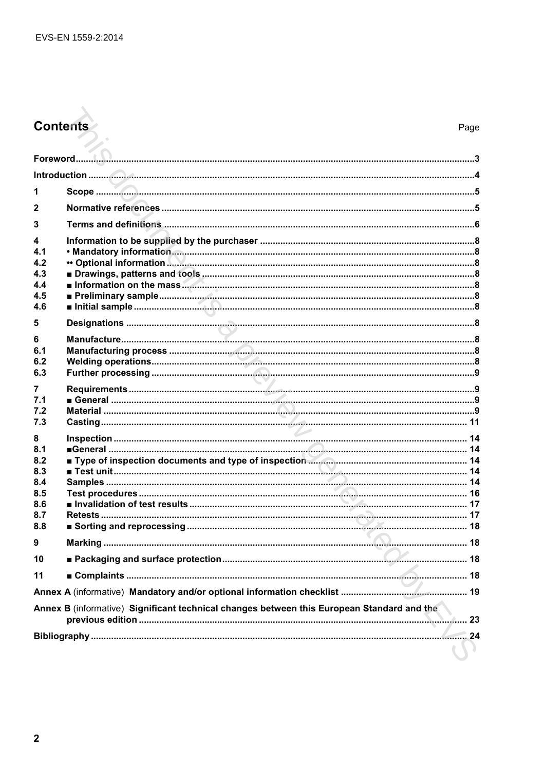# Contents

Page

| | | |
|---|---|---|
| **Foreword** | | **3** |
| **Introduction** | | **4** |
| **1** | **Scope** | **5** |
| **2** | **Normative references** | **5** |
| **3** | **Terms and definitions** | **6** |
| **4** | **Information to be supplied by the purchaser** | **8** |
| **4.1** | **• Mandatory information** | **8** |
| **4.2** | **•• Optional information** | **8** |
| **4.3** | **■ Drawings, patterns and tools** | **8** |
| **4.4** | **■ Information on the mass** | **8** |
| **4.5** | **■ Preliminary sample** | **8** |
| **4.6** | **■ Initial sample** | **8** |
| **5** | **Designations** | **8** |
| **6** | **Manufacture** | **8** |
| **6.1** | **Manufacturing process** | **8** |
| **6.2** | **Welding operations** | **8** |
| **6.3** | **Further processing** | **9** |
| **7** | **Requirements** | **9** |
| **7.1** | **■ General** | **9** |
| **7.2** | **Material** | **9** |
| **7.3** | **Casting** | **11** |
| **8** | **Inspection** | **14** |
| **8.1** | **■General** | **14** |
| **8.2** | **■ Type of inspection documents and type of inspection** | **14** |
| **8.3** | **■ Test unit** | **14** |
| **8.4** | **Samples** | **14** |
| **8.5** | **Test procedures** | **16** |
| **8.6** | **■ Invalidation of test results** | **17** |
| **8.7** | **Retests** | **17** |
| **8.8** | **■ Sorting and reprocessing** | **18** |
| **9** | **Marking** | **18** |
| **10** | **■ Packaging and surface protection** | **18** |
| **11** | **■ Complaints** | **18** |
| **Annex A** (informative) **Mandatory and/or optional information checklist** | | **19** |
| **Annex B** (informative) **Significant technical changes between this European Standard and the previous edition** | | **23** |
| **Bibliography** | | **24** |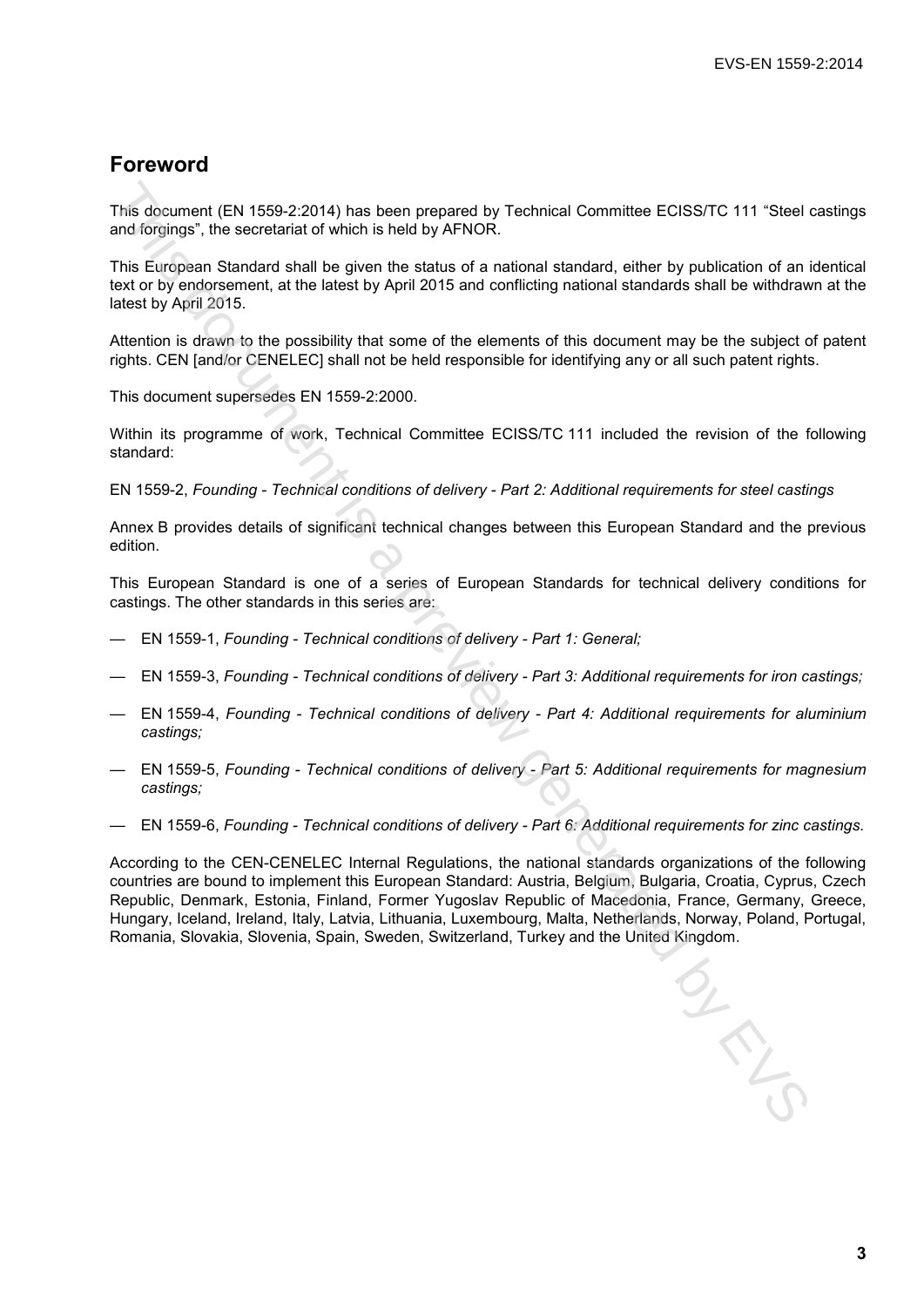## Foreword

This document (EN 1559-2:2014) has been prepared by Technical Committee ECISS/TC 111 "Steel castings and forgings", the secretariat of which is held by AFNOR.

This European Standard shall be given the status of a national standard, either by publication of an identical text or by endorsement, at the latest by April 2015 and conflicting national standards shall be withdrawn at the latest by April 2015.

Attention is drawn to the possibility that some of the elements of this document may be the subject of patent rights. CEN [and/or CENELEC] shall not be held responsible for identifying any or all such patent rights.

This document supersedes EN 1559-2:2000.

Within its programme of work, Technical Committee ECISS/TC 111 included the revision of the following standard:

EN 1559-2, *Founding - Technical conditions of delivery - Part 2: Additional requirements for steel castings*

Annex B provides details of significant technical changes between this European Standard and the previous edition.

This European Standard is one of a series of European Standards for technical delivery conditions for castings. The other standards in this series are:

— EN 1559-1, *Founding - Technical conditions of delivery - Part 1: General;*

— EN 1559-3, *Founding - Technical conditions of delivery - Part 3: Additional requirements for iron castings;*

— EN 1559-4, *Founding - Technical conditions of delivery - Part 4: Additional requirements for aluminium castings;*

— EN 1559-5, *Founding - Technical conditions of delivery - Part 5: Additional requirements for magnesium castings;*

— EN 1559-6, *Founding - Technical conditions of delivery - Part 6: Additional requirements for zinc castings.*

According to the CEN-CENELEC Internal Regulations, the national standards organizations of the following countries are bound to implement this European Standard: Austria, Belgium, Bulgaria, Croatia, Cyprus, Czech Republic, Denmark, Estonia, Finland, Former Yugoslav Republic of Macedonia, France, Germany, Greece, Hungary, Iceland, Ireland, Italy, Latvia, Lithuania, Luxembourg, Malta, Netherlands, Norway, Poland, Portugal, Romania, Slovakia, Slovenia, Spain, Sweden, Switzerland, Turkey and the United Kingdom.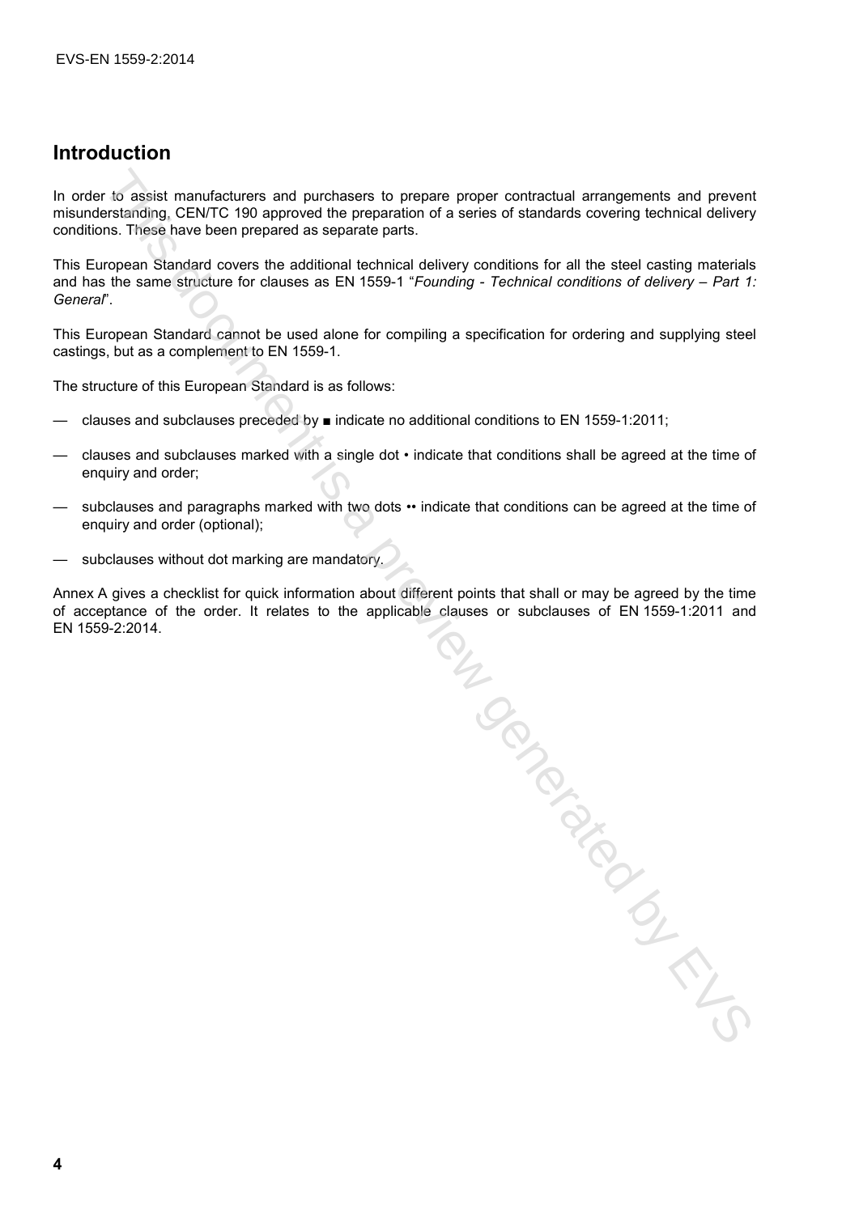## Introduction

In order to assist manufacturers and purchasers to prepare proper contractual arrangements and prevent misunderstanding, CEN/TC 190 approved the preparation of a series of standards covering technical delivery conditions. These have been prepared as separate parts.

This European Standard covers the additional technical delivery conditions for all the steel casting materials and has the same structure for clauses as EN 1559-1 "*Founding - Technical conditions of delivery – Part 1: General*".

This European Standard cannot be used alone for compiling a specification for ordering and supplying steel castings, but as a complement to EN 1559-1.

The structure of this European Standard is as follows:

- clauses and subclauses preceded by ■ indicate no additional conditions to EN 1559-1:2011;
- clauses and subclauses marked with a single dot • indicate that conditions shall be agreed at the time of enquiry and order;
- subclauses and paragraphs marked with two dots •• indicate that conditions can be agreed at the time of enquiry and order (optional);
- subclauses without dot marking are mandatory.

Annex A gives a checklist for quick information about different points that shall or may be agreed by the time of acceptance of the order. It relates to the applicable clauses or subclauses of EN 1559-1:2011 and EN 1559-2:2014.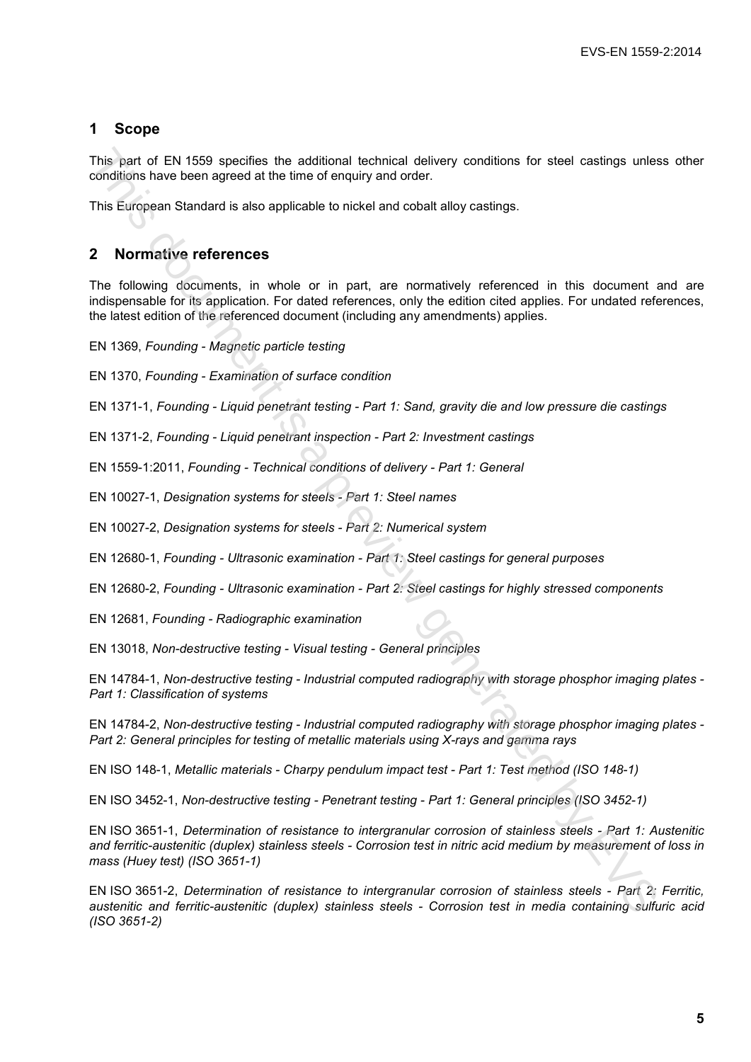## 1 Scope

This part of EN 1559 specifies the additional technical delivery conditions for steel castings unless other conditions have been agreed at the time of enquiry and order.

This European Standard is also applicable to nickel and cobalt alloy castings.

## 2 Normative references

The following documents, in whole or in part, are normatively referenced in this document and are indispensable for its application. For dated references, only the edition cited applies. For undated references, the latest edition of the referenced document (including any amendments) applies.

EN 1369, *Founding - Magnetic particle testing*

EN 1370, *Founding - Examination of surface condition*

EN 1371-1, *Founding - Liquid penetrant testing - Part 1: Sand, gravity die and low pressure die castings*

EN 1371-2, *Founding - Liquid penetrant inspection - Part 2: Investment castings*

EN 1559-1:2011, *Founding - Technical conditions of delivery - Part 1: General*

EN 10027-1, *Designation systems for steels - Part 1: Steel names*

EN 10027-2, *Designation systems for steels - Part 2: Numerical system*

EN 12680-1, *Founding - Ultrasonic examination - Part 1: Steel castings for general purposes*

EN 12680-2, *Founding - Ultrasonic examination - Part 2: Steel castings for highly stressed components*

EN 12681, *Founding - Radiographic examination*

EN 13018, *Non-destructive testing - Visual testing - General principles*

EN 14784-1, *Non-destructive testing - Industrial computed radiography with storage phosphor imaging plates - Part 1: Classification of systems*

EN 14784-2, *Non-destructive testing - Industrial computed radiography with storage phosphor imaging plates - Part 2: General principles for testing of metallic materials using X-rays and gamma rays*

EN ISO 148-1, *Metallic materials - Charpy pendulum impact test - Part 1: Test method (ISO 148-1)*

EN ISO 3452-1, *Non-destructive testing - Penetrant testing - Part 1: General principles (ISO 3452-1)*

EN ISO 3651-1, *Determination of resistance to intergranular corrosion of stainless steels - Part 1: Austenitic and ferritic-austenitic (duplex) stainless steels - Corrosion test in nitric acid medium by measurement of loss in mass (Huey test) (ISO 3651-1)*

EN ISO 3651-2, *Determination of resistance to intergranular corrosion of stainless steels - Part 2: Ferritic, austenitic and ferritic-austenitic (duplex) stainless steels - Corrosion test in media containing sulfuric acid (ISO 3651-2)*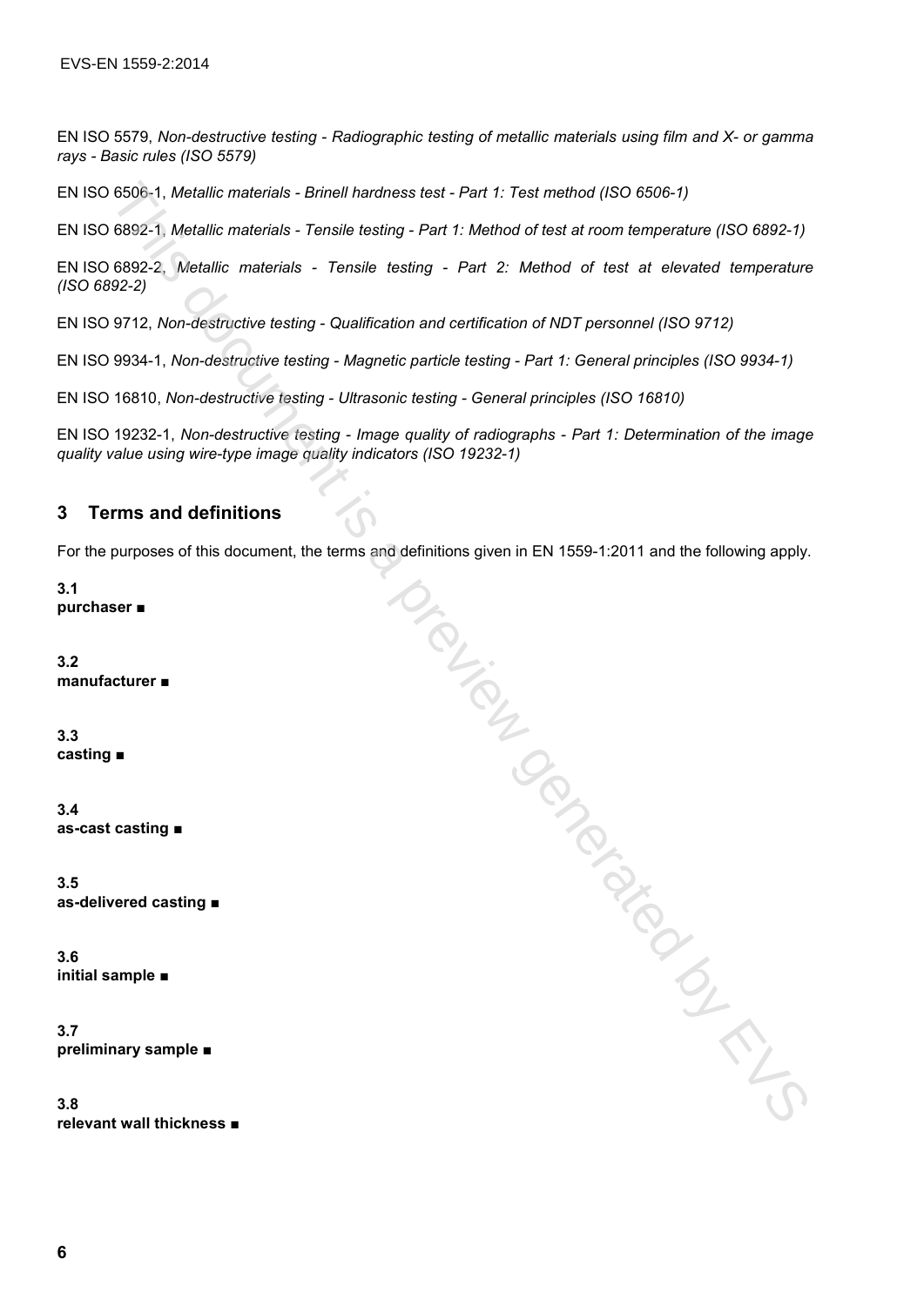EN ISO 5579, *Non-destructive testing - Radiographic testing of metallic materials using film and X- or gamma rays - Basic rules (ISO 5579)*

EN ISO 6506-1, *Metallic materials - Brinell hardness test - Part 1: Test method (ISO 6506-1)*

EN ISO 6892-1, *Metallic materials - Tensile testing - Part 1: Method of test at room temperature (ISO 6892-1)*

EN ISO 6892-2, *Metallic materials - Tensile testing - Part 2: Method of test at elevated temperature (ISO 6892-2)*

EN ISO 9712, *Non-destructive testing - Qualification and certification of NDT personnel (ISO 9712)*

EN ISO 9934-1, *Non-destructive testing - Magnetic particle testing - Part 1: General principles (ISO 9934-1)*

EN ISO 16810, *Non-destructive testing - Ultrasonic testing - General principles (ISO 16810)*

EN ISO 19232-1, *Non-destructive testing - Image quality of radiographs - Part 1: Determination of the image quality value using wire-type image quality indicators (ISO 19232-1)*

## 3 Terms and definitions

For the purposes of this document, the terms and definitions given in EN 1559-1:2011 and the following apply.

**3.1**
**purchaser ■**

**3.2**
**manufacturer ■**

**3.3**
**casting ■**

**3.4**
**as-cast casting ■**

**3.5**
**as-delivered casting ■**

**3.6**
**initial sample ■**

**3.7**
**preliminary sample ■**

**3.8**
**relevant wall thickness ■**